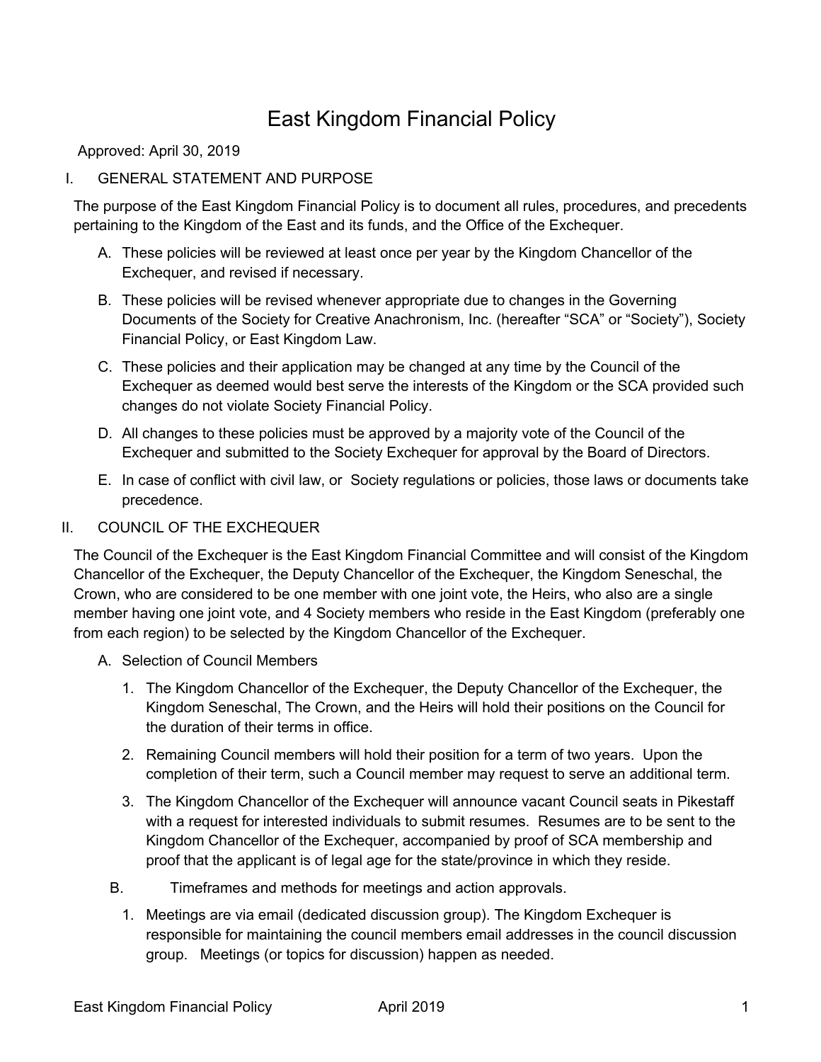# East Kingdom Financial Policy

Approved: April 30, 2019

## I. GENERAL STATEMENT AND PURPOSE

The purpose of the East Kingdom Financial Policy is to document all rules, procedures, and precedents pertaining to the Kingdom of the East and its funds, and the Office of the Exchequer.

A. These policies will be reviewed at least once per year by the Kingdom Chancellor of the Exchequer, and revised if necessary.

B. These policies will be revised whenever appropriate due to changes in the Governing Documents of the Society for Creative Anachronism, Inc. (hereafter “SCA” or “Society”), Society Financial Policy, or East Kingdom Law.

C. These policies and their application may be changed at any time by the Council of the Exchequer as deemed would best serve the interests of the Kingdom or the SCA provided such changes do not violate Society Financial Policy.

D. All changes to these policies must be approved by a majority vote of the Council of the Exchequer and submitted to the Society Exchequer for approval by the Board of Directors.

E. In case of conflict with civil law, or Society regulations or policies, those laws or documents take precedence.

## II. COUNCIL OF THE EXCHEQUER

The Council of the Exchequer is the East Kingdom Financial Committee and will consist of the Kingdom Chancellor of the Exchequer, the Deputy Chancellor of the Exchequer, the Kingdom Seneschal, the Crown, who are considered to be one member with one joint vote, the Heirs, who also are a single member having one joint vote, and 4 Society members who reside in the East Kingdom (preferably one from each region) to be selected by the Kingdom Chancellor of the Exchequer.

A. Selection of Council Members

1. The Kingdom Chancellor of the Exchequer, the Deputy Chancellor of the Exchequer, the Kingdom Seneschal, The Crown, and the Heirs will hold their positions on the Council for the duration of their terms in office.
2. Remaining Council members will hold their position for a term of two years. Upon the completion of their term, such a Council member may request to serve an additional term.
3. The Kingdom Chancellor of the Exchequer will announce vacant Council seats in Pikestaff with a request for interested individuals to submit resumes. Resumes are to be sent to the Kingdom Chancellor of the Exchequer, accompanied by proof of SCA membership and proof that the applicant is of legal age for the state/province in which they reside.

B. Timeframes and methods for meetings and action approvals.

1. Meetings are via email (dedicated discussion group). The Kingdom Exchequer is responsible for maintaining the council members email addresses in the council discussion group. Meetings (or topics for discussion) happen as needed.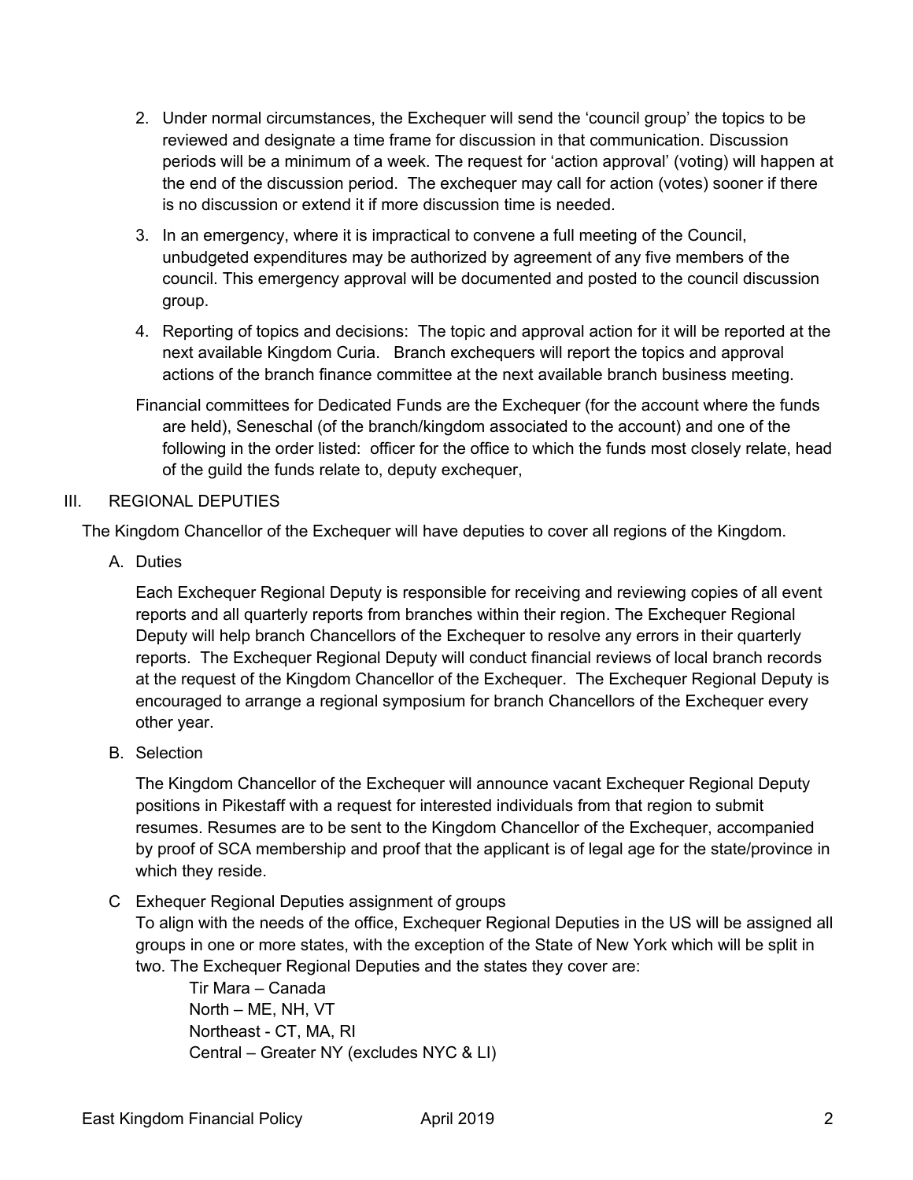2. Under normal circumstances, the Exchequer will send the 'council group' the topics to be reviewed and designate a time frame for discussion in that communication. Discussion periods will be a minimum of a week. The request for 'action approval' (voting) will happen at the end of the discussion period. The exchequer may call for action (votes) sooner if there is no discussion or extend it if more discussion time is needed.
3. In an emergency, where it is impractical to convene a full meeting of the Council, unbudgeted expenditures may be authorized by agreement of any five members of the council. This emergency approval will be documented and posted to the council discussion group.
4. Reporting of topics and decisions: The topic and approval action for it will be reported at the next available Kingdom Curia. Branch exchequers will report the topics and approval actions of the branch finance committee at the next available branch business meeting.

Financial committees for Dedicated Funds are the Exchequer (for the account where the funds are held), Seneschal (of the branch/kingdom associated to the account) and one of the following in the order listed: officer for the office to which the funds most closely relate, head of the guild the funds relate to, deputy exchequer,

## III. REGIONAL DEPUTIES

The Kingdom Chancellor of the Exchequer will have deputies to cover all regions of the Kingdom.

### A. Duties

Each Exchequer Regional Deputy is responsible for receiving and reviewing copies of all event reports and all quarterly reports from branches within their region. The Exchequer Regional Deputy will help branch Chancellors of the Exchequer to resolve any errors in their quarterly reports. The Exchequer Regional Deputy will conduct financial reviews of local branch records at the request of the Kingdom Chancellor of the Exchequer. The Exchequer Regional Deputy is encouraged to arrange a regional symposium for branch Chancellors of the Exchequer every other year.

### B. Selection

The Kingdom Chancellor of the Exchequer will announce vacant Exchequer Regional Deputy positions in Pikestaff with a request for interested individuals from that region to submit resumes. Resumes are to be sent to the Kingdom Chancellor of the Exchequer, accompanied by proof of SCA membership and proof that the applicant is of legal age for the state/province in which they reside.

### C Exhequer Regional Deputies assignment of groups

To align with the needs of the office, Exchequer Regional Deputies in the US will be assigned all groups in one or more states, with the exception of the State of New York which will be split in two. The Exchequer Regional Deputies and the states they cover are:

Tir Mara – Canada
North – ME, NH, VT
Northeast - CT, MA, RI
Central – Greater NY (excludes NYC & LI)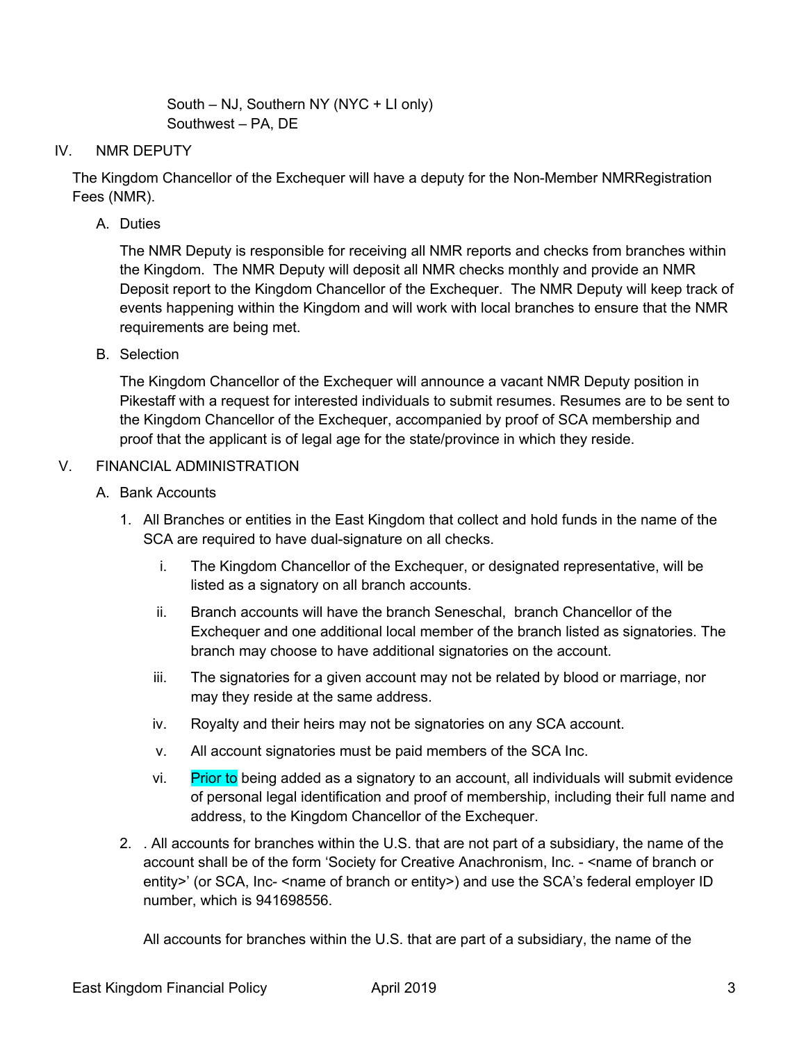South – NJ, Southern NY (NYC + LI only)
Southwest – PA, DE

## IV. NMR DEPUTY

The Kingdom Chancellor of the Exchequer will have a deputy for the Non-Member NMRRegistration Fees (NMR).

### A. Duties

The NMR Deputy is responsible for receiving all NMR reports and checks from branches within the Kingdom. The NMR Deputy will deposit all NMR checks monthly and provide an NMR Deposit report to the Kingdom Chancellor of the Exchequer. The NMR Deputy will keep track of events happening within the Kingdom and will work with local branches to ensure that the NMR requirements are being met.

### B. Selection

The Kingdom Chancellor of the Exchequer will announce a vacant NMR Deputy position in Pikestaff with a request for interested individuals to submit resumes. Resumes are to be sent to the Kingdom Chancellor of the Exchequer, accompanied by proof of SCA membership and proof that the applicant is of legal age for the state/province in which they reside.

## V. FINANCIAL ADMINISTRATION

### A. Bank Accounts

1. All Branches or entities in the East Kingdom that collect and hold funds in the name of the SCA are required to have dual-signature on all checks.
   - i. The Kingdom Chancellor of the Exchequer, or designated representative, will be listed as a signatory on all branch accounts.
   - ii. Branch accounts will have the branch Seneschal, branch Chancellor of the Exchequer and one additional local member of the branch listed as signatories. The branch may choose to have additional signatories on the account.
   - iii. The signatories for a given account may not be related by blood or marriage, nor may they reside at the same address.
   - iv. Royalty and their heirs may not be signatories on any SCA account.
   - v. All account signatories must be paid members of the SCA Inc.
   - vi. Prior to being added as a signatory to an account, all individuals will submit evidence of personal legal identification and proof of membership, including their full name and address, to the Kingdom Chancellor of the Exchequer.
2. . All accounts for branches within the U.S. that are not part of a subsidiary, the name of the account shall be of the form 'Society for Creative Anachronism, Inc. - <name of branch or entity>' (or SCA, Inc- <name of branch or entity>) and use the SCA's federal employer ID number, which is 941698556.

   All accounts for branches within the U.S. that are part of a subsidiary, the name of the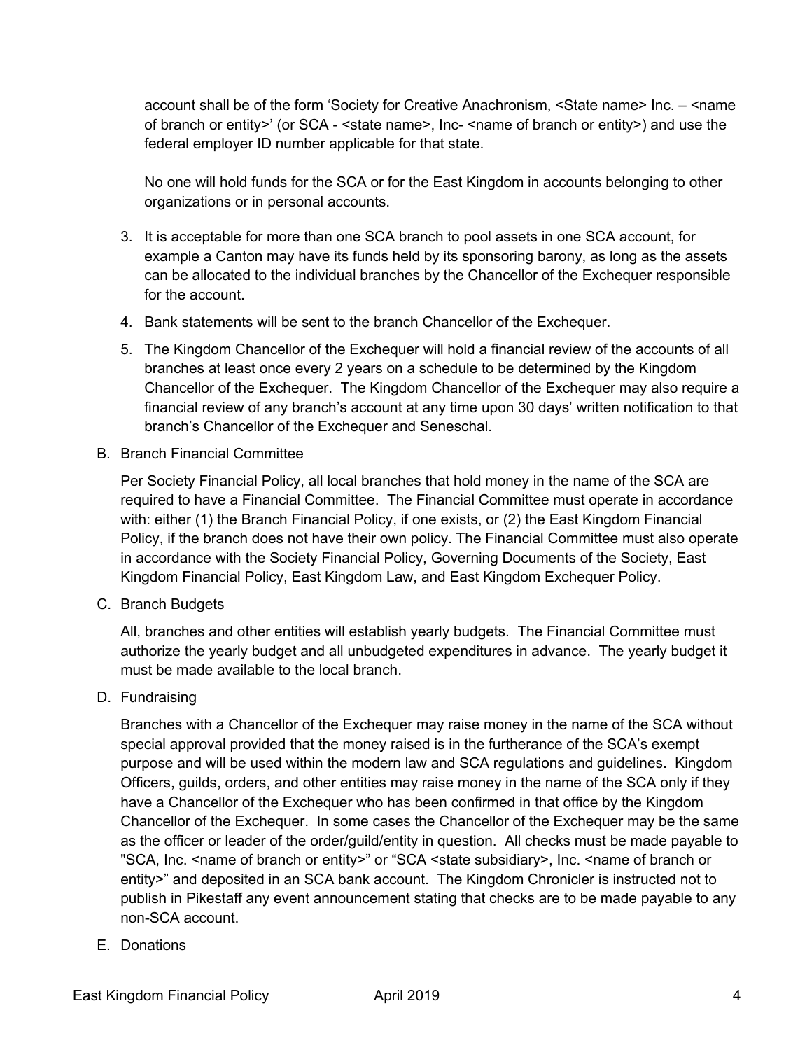account shall be of the form 'Society for Creative Anachronism, <State name> Inc. – <name of branch or entity>' (or SCA - <state name>, Inc- <name of branch or entity>) and use the federal employer ID number applicable for that state.

No one will hold funds for the SCA or for the East Kingdom in accounts belonging to other organizations or in personal accounts.

3. It is acceptable for more than one SCA branch to pool assets in one SCA account, for example a Canton may have its funds held by its sponsoring barony, as long as the assets can be allocated to the individual branches by the Chancellor of the Exchequer responsible for the account.
4. Bank statements will be sent to the branch Chancellor of the Exchequer.
5. The Kingdom Chancellor of the Exchequer will hold a financial review of the accounts of all branches at least once every 2 years on a schedule to be determined by the Kingdom Chancellor of the Exchequer. The Kingdom Chancellor of the Exchequer may also require a financial review of any branch's account at any time upon 30 days' written notification to that branch's Chancellor of the Exchequer and Seneschal.

B. Branch Financial Committee

Per Society Financial Policy, all local branches that hold money in the name of the SCA are required to have a Financial Committee. The Financial Committee must operate in accordance with: either (1) the Branch Financial Policy, if one exists, or (2) the East Kingdom Financial Policy, if the branch does not have their own policy. The Financial Committee must also operate in accordance with the Society Financial Policy, Governing Documents of the Society, East Kingdom Financial Policy, East Kingdom Law, and East Kingdom Exchequer Policy.

C. Branch Budgets

All, branches and other entities will establish yearly budgets. The Financial Committee must authorize the yearly budget and all unbudgeted expenditures in advance. The yearly budget it must be made available to the local branch.

D. Fundraising

Branches with a Chancellor of the Exchequer may raise money in the name of the SCA without special approval provided that the money raised is in the furtherance of the SCA's exempt purpose and will be used within the modern law and SCA regulations and guidelines. Kingdom Officers, guilds, orders, and other entities may raise money in the name of the SCA only if they have a Chancellor of the Exchequer who has been confirmed in that office by the Kingdom Chancellor of the Exchequer. In some cases the Chancellor of the Exchequer may be the same as the officer or leader of the order/guild/entity in question. All checks must be made payable to "SCA, Inc. <name of branch or entity>" or "SCA <state subsidiary>, Inc. <name of branch or entity>" and deposited in an SCA bank account. The Kingdom Chronicler is instructed not to publish in Pikestaff any event announcement stating that checks are to be made payable to any non-SCA account.

E. Donations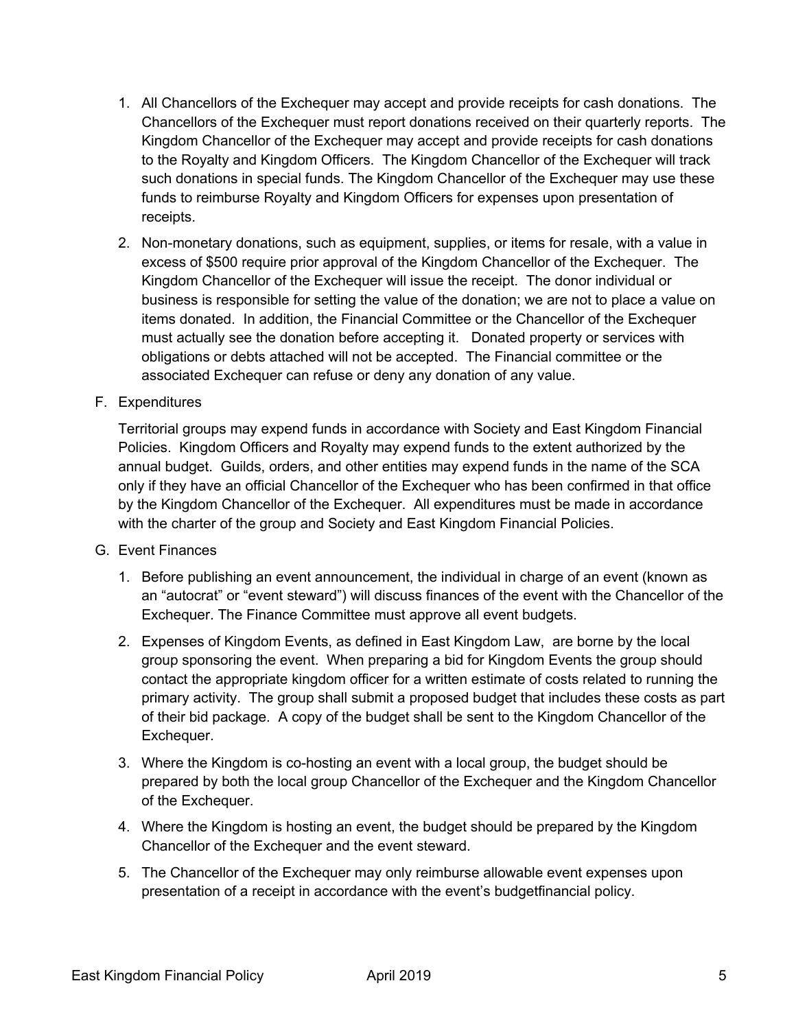1. All Chancellors of the Exchequer may accept and provide receipts for cash donations. The Chancellors of the Exchequer must report donations received on their quarterly reports. The Kingdom Chancellor of the Exchequer may accept and provide receipts for cash donations to the Royalty and Kingdom Officers. The Kingdom Chancellor of the Exchequer will track such donations in special funds. The Kingdom Chancellor of the Exchequer may use these funds to reimburse Royalty and Kingdom Officers for expenses upon presentation of receipts.

2. Non-monetary donations, such as equipment, supplies, or items for resale, with a value in excess of $500 require prior approval of the Kingdom Chancellor of the Exchequer. The Kingdom Chancellor of the Exchequer will issue the receipt. The donor individual or business is responsible for setting the value of the donation; we are not to place a value on items donated. In addition, the Financial Committee or the Chancellor of the Exchequer must actually see the donation before accepting it. Donated property or services with obligations or debts attached will not be accepted. The Financial committee or the associated Exchequer can refuse or deny any donation of any value.

F. Expenditures

Territorial groups may expend funds in accordance with Society and East Kingdom Financial Policies. Kingdom Officers and Royalty may expend funds to the extent authorized by the annual budget. Guilds, orders, and other entities may expend funds in the name of the SCA only if they have an official Chancellor of the Exchequer who has been confirmed in that office by the Kingdom Chancellor of the Exchequer. All expenditures must be made in accordance with the charter of the group and Society and East Kingdom Financial Policies.

G. Event Finances

1. Before publishing an event announcement, the individual in charge of an event (known as an “autocrat” or “event steward”) will discuss finances of the event with the Chancellor of the Exchequer. The Finance Committee must approve all event budgets.

2. Expenses of Kingdom Events, as defined in East Kingdom Law, are borne by the local group sponsoring the event. When preparing a bid for Kingdom Events the group should contact the appropriate kingdom officer for a written estimate of costs related to running the primary activity. The group shall submit a proposed budget that includes these costs as part of their bid package. A copy of the budget shall be sent to the Kingdom Chancellor of the Exchequer.

3. Where the Kingdom is co-hosting an event with a local group, the budget should be prepared by both the local group Chancellor of the Exchequer and the Kingdom Chancellor of the Exchequer.

4. Where the Kingdom is hosting an event, the budget should be prepared by the Kingdom Chancellor of the Exchequer and the event steward.

5. The Chancellor of the Exchequer may only reimburse allowable event expenses upon presentation of a receipt in accordance with the event’s budgetfinancial policy.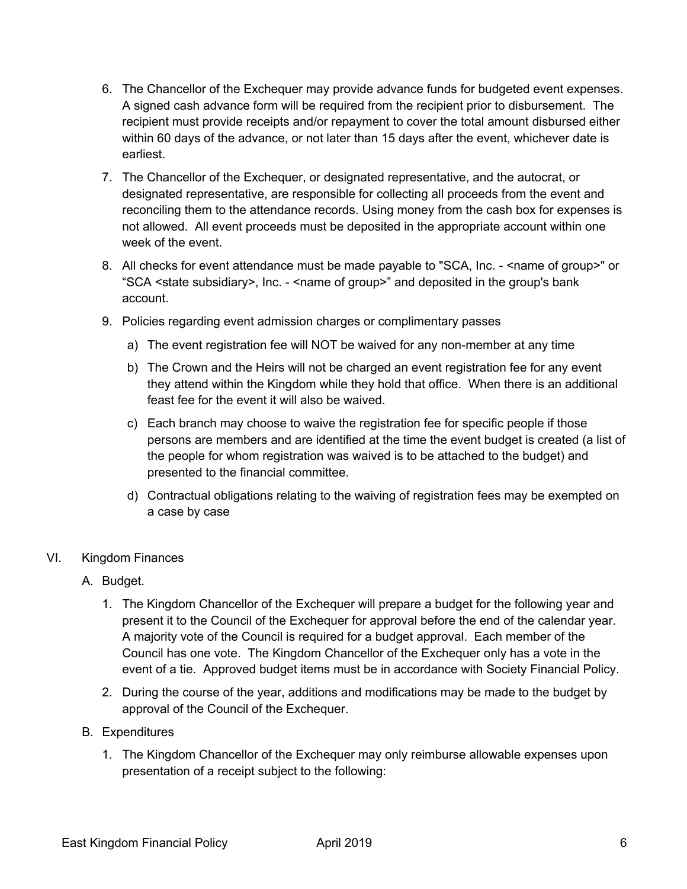6. The Chancellor of the Exchequer may provide advance funds for budgeted event expenses. A signed cash advance form will be required from the recipient prior to disbursement. The recipient must provide receipts and/or repayment to cover the total amount disbursed either within 60 days of the advance, or not later than 15 days after the event, whichever date is earliest.

7. The Chancellor of the Exchequer, or designated representative, and the autocrat, or designated representative, are responsible for collecting all proceeds from the event and reconciling them to the attendance records. Using money from the cash box for expenses is not allowed. All event proceeds must be deposited in the appropriate account within one week of the event.

8. All checks for event attendance must be made payable to "SCA, Inc. - <name of group>" or "SCA <state subsidiary>, Inc. - <name of group>" and deposited in the group's bank account.

9. Policies regarding event admission charges or complimentary passes

   a) The event registration fee will NOT be waived for any non-member at any time

   b) The Crown and the Heirs will not be charged an event registration fee for any event they attend within the Kingdom while they hold that office. When there is an additional feast fee for the event it will also be waived.

   c) Each branch may choose to waive the registration fee for specific people if those persons are members and are identified at the time the event budget is created (a list of the people for whom registration was waived is to be attached to the budget) and presented to the financial committee.

   d) Contractual obligations relating to the waiving of registration fees may be exempted on a case by case

## VI. Kingdom Finances

### A. Budget.

1. The Kingdom Chancellor of the Exchequer will prepare a budget for the following year and present it to the Council of the Exchequer for approval before the end of the calendar year. A majority vote of the Council is required for a budget approval. Each member of the Council has one vote. The Kingdom Chancellor of the Exchequer only has a vote in the event of a tie. Approved budget items must be in accordance with Society Financial Policy.

2. During the course of the year, additions and modifications may be made to the budget by approval of the Council of the Exchequer.

### B. Expenditures

1. The Kingdom Chancellor of the Exchequer may only reimburse allowable expenses upon presentation of a receipt subject to the following: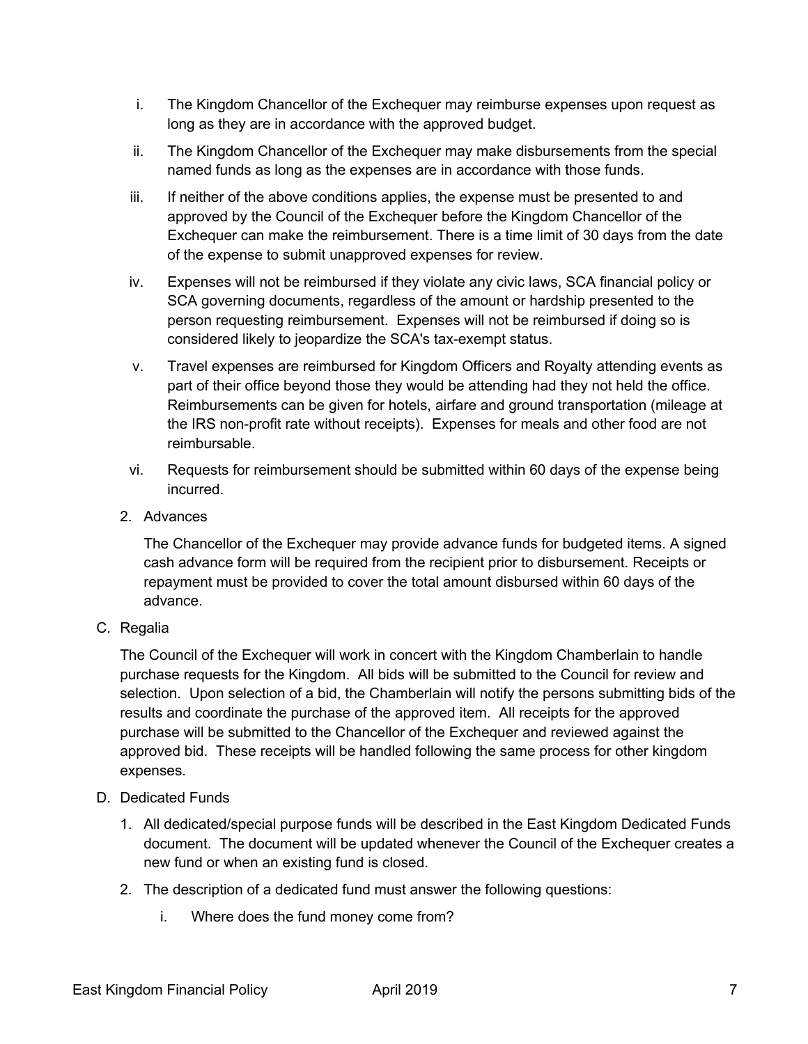i. The Kingdom Chancellor of the Exchequer may reimburse expenses upon request as long as they are in accordance with the approved budget.

ii. The Kingdom Chancellor of the Exchequer may make disbursements from the special named funds as long as the expenses are in accordance with those funds.

iii. If neither of the above conditions applies, the expense must be presented to and approved by the Council of the Exchequer before the Kingdom Chancellor of the Exchequer can make the reimbursement. There is a time limit of 30 days from the date of the expense to submit unapproved expenses for review.

iv. Expenses will not be reimbursed if they violate any civic laws, SCA financial policy or SCA governing documents, regardless of the amount or hardship presented to the person requesting reimbursement. Expenses will not be reimbursed if doing so is considered likely to jeopardize the SCA's tax-exempt status.

v. Travel expenses are reimbursed for Kingdom Officers and Royalty attending events as part of their office beyond those they would be attending had they not held the office. Reimbursements can be given for hotels, airfare and ground transportation (mileage at the IRS non-profit rate without receipts). Expenses for meals and other food are not reimbursable.

vi. Requests for reimbursement should be submitted within 60 days of the expense being incurred.

2. Advances

   The Chancellor of the Exchequer may provide advance funds for budgeted items. A signed cash advance form will be required from the recipient prior to disbursement. Receipts or repayment must be provided to cover the total amount disbursed within 60 days of the advance.

C. Regalia

The Council of the Exchequer will work in concert with the Kingdom Chamberlain to handle purchase requests for the Kingdom. All bids will be submitted to the Council for review and selection. Upon selection of a bid, the Chamberlain will notify the persons submitting bids of the results and coordinate the purchase of the approved item. All receipts for the approved purchase will be submitted to the Chancellor of the Exchequer and reviewed against the approved bid. These receipts will be handled following the same process for other kingdom expenses.

D. Dedicated Funds

1. All dedicated/special purpose funds will be described in the East Kingdom Dedicated Funds document. The document will be updated whenever the Council of the Exchequer creates a new fund or when an existing fund is closed.

2. The description of a dedicated fund must answer the following questions:

   i. Where does the fund money come from?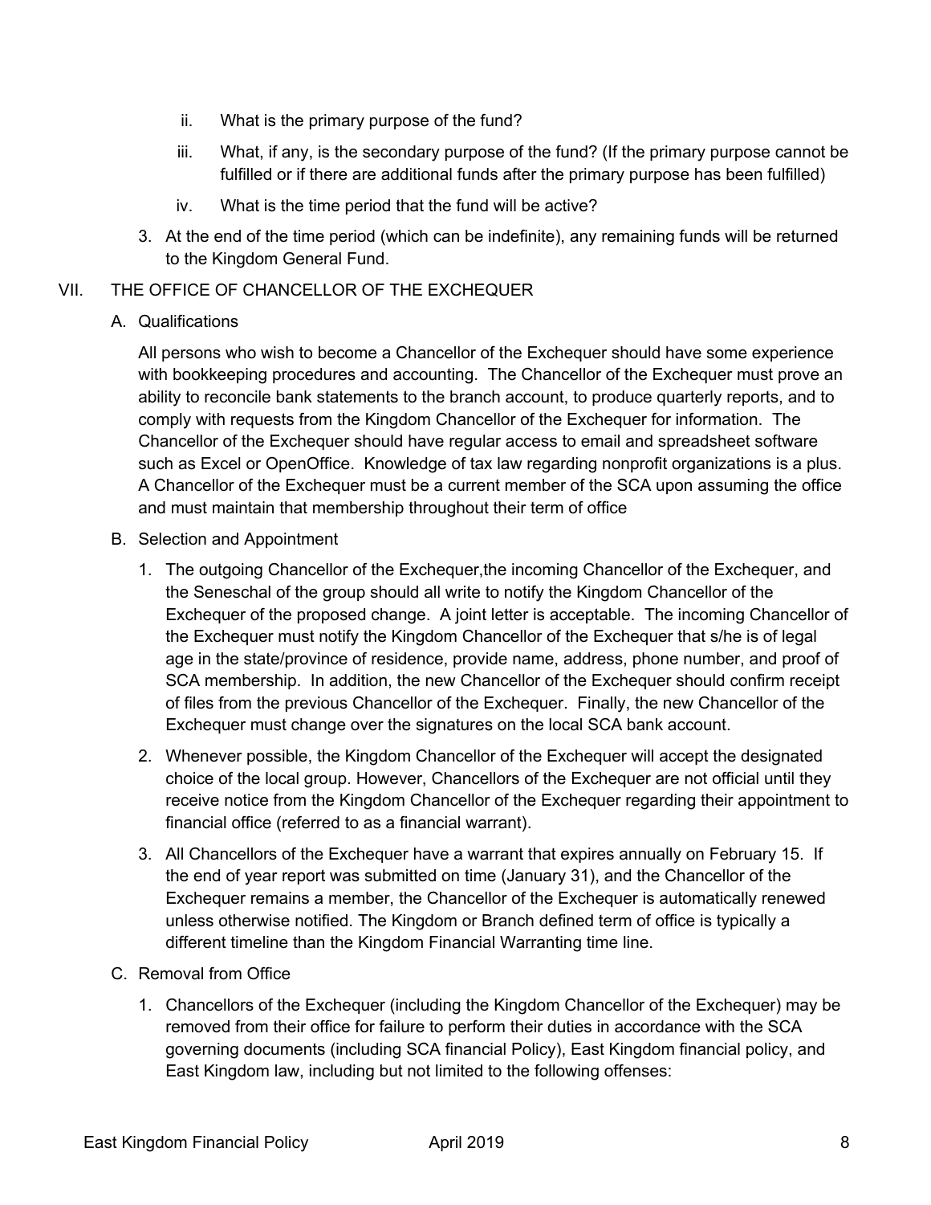ii. What is the primary purpose of the fund?

iii. What, if any, is the secondary purpose of the fund? (If the primary purpose cannot be fulfilled or if there are additional funds after the primary purpose has been fulfilled)

iv. What is the time period that the fund will be active?

3. At the end of the time period (which can be indefinite), any remaining funds will be returned to the Kingdom General Fund.

## VII. THE OFFICE OF CHANCELLOR OF THE EXCHEQUER

### A. Qualifications

All persons who wish to become a Chancellor of the Exchequer should have some experience with bookkeeping procedures and accounting. The Chancellor of the Exchequer must prove an ability to reconcile bank statements to the branch account, to produce quarterly reports, and to comply with requests from the Kingdom Chancellor of the Exchequer for information. The Chancellor of the Exchequer should have regular access to email and spreadsheet software such as Excel or OpenOffice. Knowledge of tax law regarding nonprofit organizations is a plus. A Chancellor of the Exchequer must be a current member of the SCA upon assuming the office and must maintain that membership throughout their term of office

### B. Selection and Appointment

1. The outgoing Chancellor of the Exchequer,the incoming Chancellor of the Exchequer, and the Seneschal of the group should all write to notify the Kingdom Chancellor of the Exchequer of the proposed change. A joint letter is acceptable. The incoming Chancellor of the Exchequer must notify the Kingdom Chancellor of the Exchequer that s/he is of legal age in the state/province of residence, provide name, address, phone number, and proof of SCA membership. In addition, the new Chancellor of the Exchequer should confirm receipt of files from the previous Chancellor of the Exchequer. Finally, the new Chancellor of the Exchequer must change over the signatures on the local SCA bank account.

2. Whenever possible, the Kingdom Chancellor of the Exchequer will accept the designated choice of the local group. However, Chancellors of the Exchequer are not official until they receive notice from the Kingdom Chancellor of the Exchequer regarding their appointment to financial office (referred to as a financial warrant).

3. All Chancellors of the Exchequer have a warrant that expires annually on February 15. If the end of year report was submitted on time (January 31), and the Chancellor of the Exchequer remains a member, the Chancellor of the Exchequer is automatically renewed unless otherwise notified. The Kingdom or Branch defined term of office is typically a different timeline than the Kingdom Financial Warranting time line.

### C. Removal from Office

1. Chancellors of the Exchequer (including the Kingdom Chancellor of the Exchequer) may be removed from their office for failure to perform their duties in accordance with the SCA governing documents (including SCA financial Policy), East Kingdom financial policy, and East Kingdom law, including but not limited to the following offenses: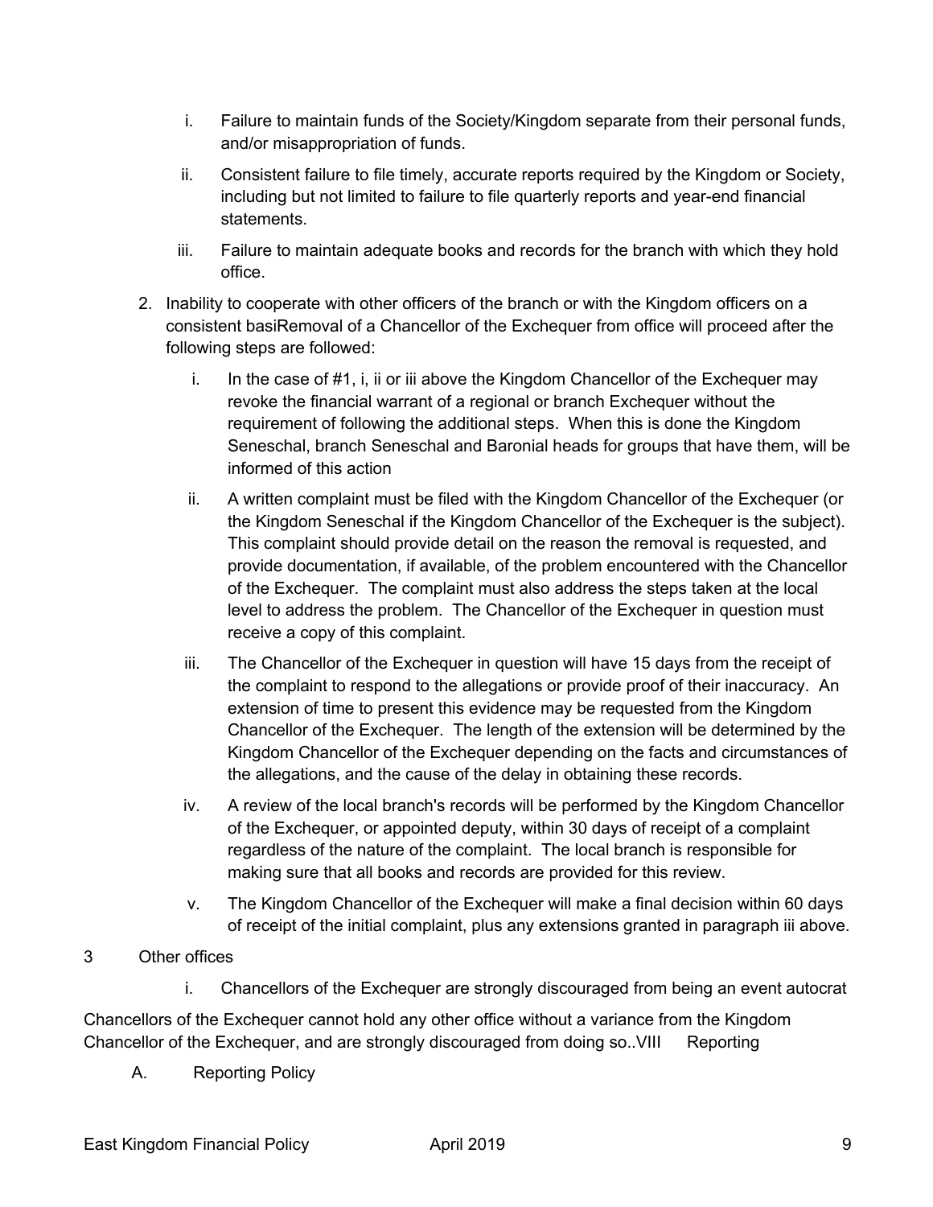i. Failure to maintain funds of the Society/Kingdom separate from their personal funds, and/or misappropriation of funds.

ii. Consistent failure to file timely, accurate reports required by the Kingdom or Society, including but not limited to failure to file quarterly reports and year-end financial statements.

iii. Failure to maintain adequate books and records for the branch with which they hold office.

2. Inability to cooperate with other officers of the branch or with the Kingdom officers on a consistent basiRemoval of a Chancellor of the Exchequer from office will proceed after the following steps are followed:

   i. In the case of #1, i, ii or iii above the Kingdom Chancellor of the Exchequer may revoke the financial warrant of a regional or branch Exchequer without the requirement of following the additional steps. When this is done the Kingdom Seneschal, branch Seneschal and Baronial heads for groups that have them, will be informed of this action

   ii. A written complaint must be filed with the Kingdom Chancellor of the Exchequer (or the Kingdom Seneschal if the Kingdom Chancellor of the Exchequer is the subject). This complaint should provide detail on the reason the removal is requested, and provide documentation, if available, of the problem encountered with the Chancellor of the Exchequer. The complaint must also address the steps taken at the local level to address the problem. The Chancellor of the Exchequer in question must receive a copy of this complaint.

   iii. The Chancellor of the Exchequer in question will have 15 days from the receipt of the complaint to respond to the allegations or provide proof of their inaccuracy. An extension of time to present this evidence may be requested from the Kingdom Chancellor of the Exchequer. The length of the extension will be determined by the Kingdom Chancellor of the Exchequer depending on the facts and circumstances of the allegations, and the cause of the delay in obtaining these records.

   iv. A review of the local branch's records will be performed by the Kingdom Chancellor of the Exchequer, or appointed deputy, within 30 days of receipt of a complaint regardless of the nature of the complaint. The local branch is responsible for making sure that all books and records are provided for this review.

   v. The Kingdom Chancellor of the Exchequer will make a final decision within 60 days of receipt of the initial complaint, plus any extensions granted in paragraph iii above.

3 Other offices

   i. Chancellors of the Exchequer are strongly discouraged from being an event autocrat

Chancellors of the Exchequer cannot hold any other office without a variance from the Kingdom Chancellor of the Exchequer, and are strongly discouraged from doing so..VIII Reporting

A. Reporting Policy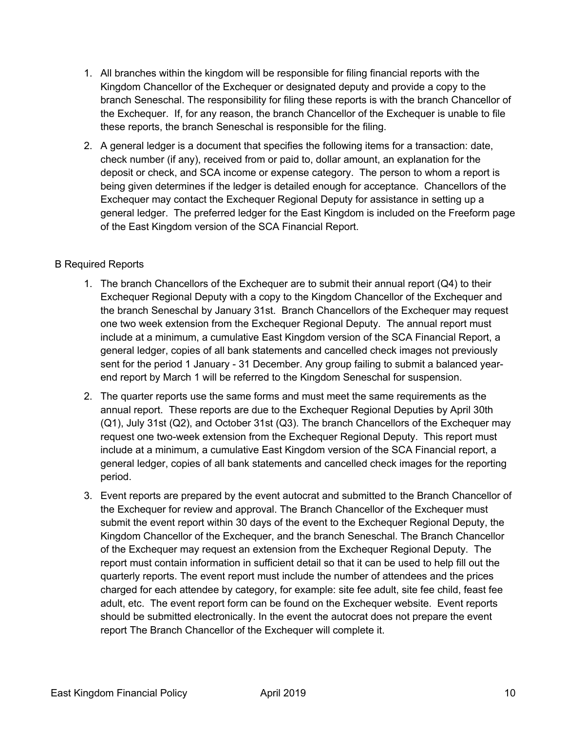1. All branches within the kingdom will be responsible for filing financial reports with the Kingdom Chancellor of the Exchequer or designated deputy and provide a copy to the branch Seneschal. The responsibility for filing these reports is with the branch Chancellor of the Exchequer. If, for any reason, the branch Chancellor of the Exchequer is unable to file these reports, the branch Seneschal is responsible for the filing.
2. A general ledger is a document that specifies the following items for a transaction: date, check number (if any), received from or paid to, dollar amount, an explanation for the deposit or check, and SCA income or expense category. The person to whom a report is being given determines if the ledger is detailed enough for acceptance. Chancellors of the Exchequer may contact the Exchequer Regional Deputy for assistance in setting up a general ledger. The preferred ledger for the East Kingdom is included on the Freeform page of the East Kingdom version of the SCA Financial Report.

B Required Reports

1. The branch Chancellors of the Exchequer are to submit their annual report (Q4) to their Exchequer Regional Deputy with a copy to the Kingdom Chancellor of the Exchequer and the branch Seneschal by January 31st. Branch Chancellors of the Exchequer may request one two week extension from the Exchequer Regional Deputy. The annual report must include at a minimum, a cumulative East Kingdom version of the SCA Financial Report, a general ledger, copies of all bank statements and cancelled check images not previously sent for the period 1 January - 31 December. Any group failing to submit a balanced year-end report by March 1 will be referred to the Kingdom Seneschal for suspension.
2. The quarter reports use the same forms and must meet the same requirements as the annual report. These reports are due to the Exchequer Regional Deputies by April 30th (Q1), July 31st (Q2), and October 31st (Q3). The branch Chancellors of the Exchequer may request one two-week extension from the Exchequer Regional Deputy. This report must include at a minimum, a cumulative East Kingdom version of the SCA Financial report, a general ledger, copies of all bank statements and cancelled check images for the reporting period.
3. Event reports are prepared by the event autocrat and submitted to the Branch Chancellor of the Exchequer for review and approval. The Branch Chancellor of the Exchequer must submit the event report within 30 days of the event to the Exchequer Regional Deputy, the Kingdom Chancellor of the Exchequer, and the branch Seneschal. The Branch Chancellor of the Exchequer may request an extension from the Exchequer Regional Deputy. The report must contain information in sufficient detail so that it can be used to help fill out the quarterly reports. The event report must include the number of attendees and the prices charged for each attendee by category, for example: site fee adult, site fee child, feast fee adult, etc. The event report form can be found on the Exchequer website. Event reports should be submitted electronically. In the event the autocrat does not prepare the event report The Branch Chancellor of the Exchequer will complete it.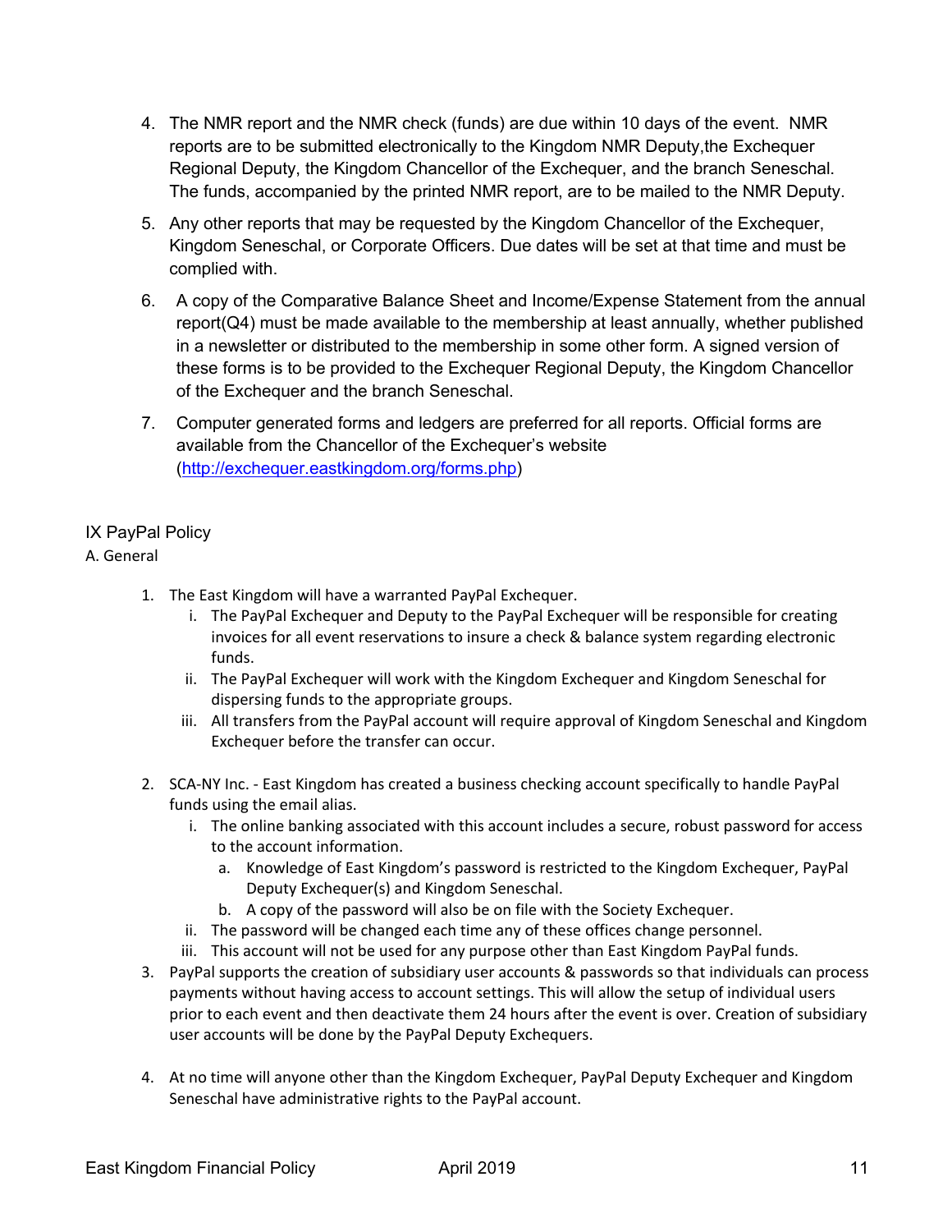4. The NMR report and the NMR check (funds) are due within 10 days of the event. NMR reports are to be submitted electronically to the Kingdom NMR Deputy,the Exchequer Regional Deputy, the Kingdom Chancellor of the Exchequer, and the branch Seneschal. The funds, accompanied by the printed NMR report, are to be mailed to the NMR Deputy.

5. Any other reports that may be requested by the Kingdom Chancellor of the Exchequer, Kingdom Seneschal, or Corporate Officers. Due dates will be set at that time and must be complied with.

6. A copy of the Comparative Balance Sheet and Income/Expense Statement from the annual report(Q4) must be made available to the membership at least annually, whether published in a newsletter or distributed to the membership in some other form. A signed version of these forms is to be provided to the Exchequer Regional Deputy, the Kingdom Chancellor of the Exchequer and the branch Seneschal.

7. Computer generated forms and ledgers are preferred for all reports. Official forms are available from the Chancellor of the Exchequer's website (http://exchequer.eastkingdom.org/forms.php)

## IX PayPal Policy

### A. General

1. The East Kingdom will have a warranted PayPal Exchequer.
   i. The PayPal Exchequer and Deputy to the PayPal Exchequer will be responsible for creating invoices for all event reservations to insure a check & balance system regarding electronic funds.
   ii. The PayPal Exchequer will work with the Kingdom Exchequer and Kingdom Seneschal for dispersing funds to the appropriate groups.
   iii. All transfers from the PayPal account will require approval of Kingdom Seneschal and Kingdom Exchequer before the transfer can occur.

2. SCA-NY Inc. - East Kingdom has created a business checking account specifically to handle PayPal funds using the email alias.
   i. The online banking associated with this account includes a secure, robust password for access to the account information.
      a. Knowledge of East Kingdom's password is restricted to the Kingdom Exchequer, PayPal Deputy Exchequer(s) and Kingdom Seneschal.
      b. A copy of the password will also be on file with the Society Exchequer.
   ii. The password will be changed each time any of these offices change personnel.
   iii. This account will not be used for any purpose other than East Kingdom PayPal funds.
3. PayPal supports the creation of subsidiary user accounts & passwords so that individuals can process payments without having access to account settings. This will allow the setup of individual users prior to each event and then deactivate them 24 hours after the event is over. Creation of subsidiary user accounts will be done by the PayPal Deputy Exchequers.

4. At no time will anyone other than the Kingdom Exchequer, PayPal Deputy Exchequer and Kingdom Seneschal have administrative rights to the PayPal account.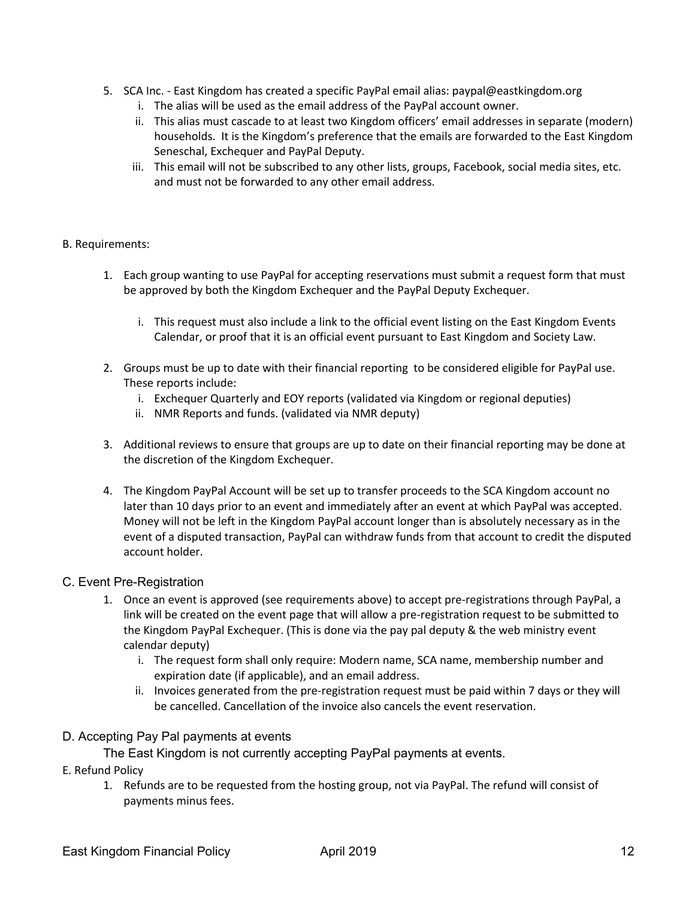5. SCA Inc. - East Kingdom has created a specific PayPal email alias: paypal@eastkingdom.org
   i. The alias will be used as the email address of the PayPal account owner.
   ii. This alias must cascade to at least two Kingdom officers' email addresses in separate (modern) households. It is the Kingdom's preference that the emails are forwarded to the East Kingdom Seneschal, Exchequer and PayPal Deputy.
   iii. This email will not be subscribed to any other lists, groups, Facebook, social media sites, etc. and must not be forwarded to any other email address.

B. Requirements:

1. Each group wanting to use PayPal for accepting reservations must submit a request form that must be approved by both the Kingdom Exchequer and the PayPal Deputy Exchequer.

   i. This request must also include a link to the official event listing on the East Kingdom Events Calendar, or proof that it is an official event pursuant to East Kingdom and Society Law.

2. Groups must be up to date with their financial reporting to be considered eligible for PayPal use. These reports include:
   i. Exchequer Quarterly and EOY reports (validated via Kingdom or regional deputies)
   ii. NMR Reports and funds. (validated via NMR deputy)

3. Additional reviews to ensure that groups are up to date on their financial reporting may be done at the discretion of the Kingdom Exchequer.

4. The Kingdom PayPal Account will be set up to transfer proceeds to the SCA Kingdom account no later than 10 days prior to an event and immediately after an event at which PayPal was accepted. Money will not be left in the Kingdom PayPal account longer than is absolutely necessary as in the event of a disputed transaction, PayPal can withdraw funds from that account to credit the disputed account holder.

C. Event Pre-Registration

1. Once an event is approved (see requirements above) to accept pre-registrations through PayPal, a link will be created on the event page that will allow a pre-registration request to be submitted to the Kingdom PayPal Exchequer. (This is done via the pay pal deputy & the web ministry event calendar deputy)
   i. The request form shall only require: Modern name, SCA name, membership number and expiration date (if applicable), and an email address.
   ii. Invoices generated from the pre-registration request must be paid within 7 days or they will be cancelled. Cancellation of the invoice also cancels the event reservation.

D. Accepting Pay Pal payments at events

The East Kingdom is not currently accepting PayPal payments at events.

E. Refund Policy

1. Refunds are to be requested from the hosting group, not via PayPal. The refund will consist of payments minus fees.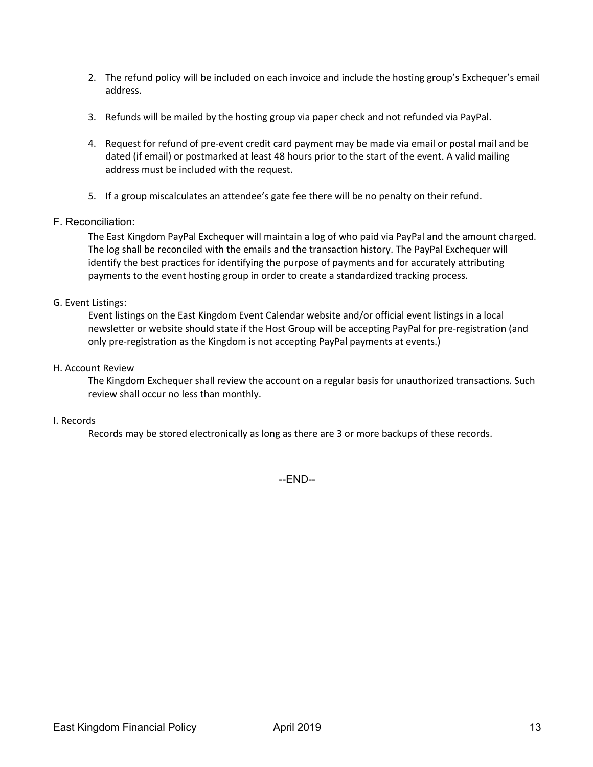2. The refund policy will be included on each invoice and include the hosting group's Exchequer's email address.

3. Refunds will be mailed by the hosting group via paper check and not refunded via PayPal.

4. Request for refund of pre-event credit card payment may be made via email or postal mail and be dated (if email) or postmarked at least 48 hours prior to the start of the event. A valid mailing address must be included with the request.

5. If a group miscalculates an attendee's gate fee there will be no penalty on their refund.

### F. Reconciliation:

The East Kingdom PayPal Exchequer will maintain a log of who paid via PayPal and the amount charged. The log shall be reconciled with the emails and the transaction history. The PayPal Exchequer will identify the best practices for identifying the purpose of payments and for accurately attributing payments to the event hosting group in order to create a standardized tracking process.

### G. Event Listings:

Event listings on the East Kingdom Event Calendar website and/or official event listings in a local newsletter or website should state if the Host Group will be accepting PayPal for pre-registration (and only pre-registration as the Kingdom is not accepting PayPal payments at events.)

### H. Account Review

The Kingdom Exchequer shall review the account on a regular basis for unauthorized transactions. Such review shall occur no less than monthly.

### I. Records

Records may be stored electronically as long as there are 3 or more backups of these records.

--END--